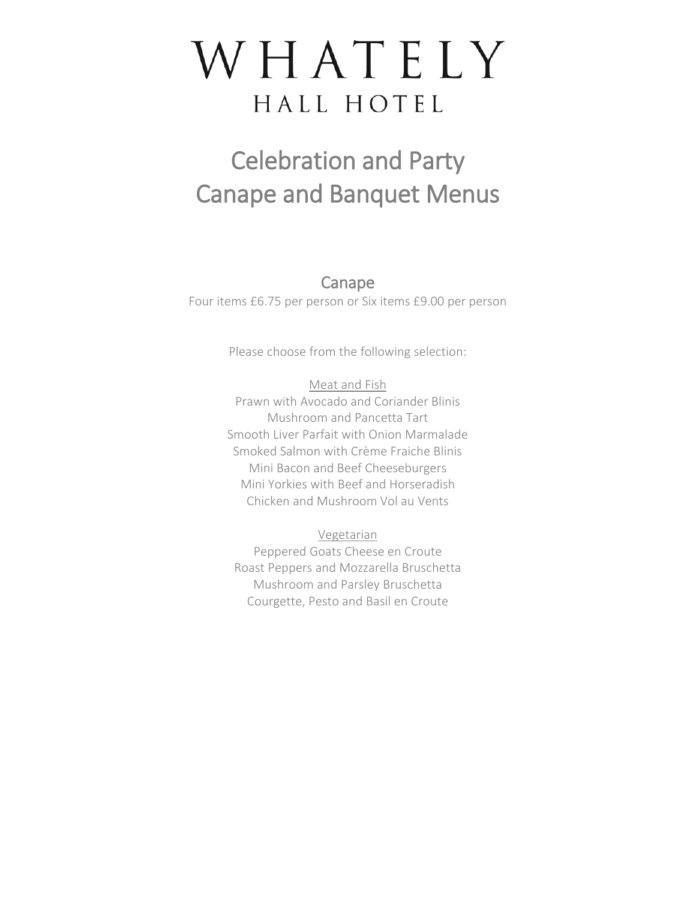# WHATELY

## HALL HOTEL

# Celebration and Party
# Canape and Banquet Menus

## Canape

Four items £6.75 per person or Six items £9.00 per person

Please choose from the following selection:

Meat and Fish

Prawn with Avocado and Coriander Blinis
Mushroom and Pancetta Tart
Smooth Liver Parfait with Onion Marmalade
Smoked Salmon with Crème Fraiche Blinis
Mini Bacon and Beef Cheeseburgers
Mini Yorkies with Beef and Horseradish
Chicken and Mushroom Vol au Vents

Vegetarian

Peppered Goats Cheese en Croute
Roast Peppers and Mozzarella Bruschetta
Mushroom and Parsley Bruschetta
Courgette, Pesto and Basil en Croute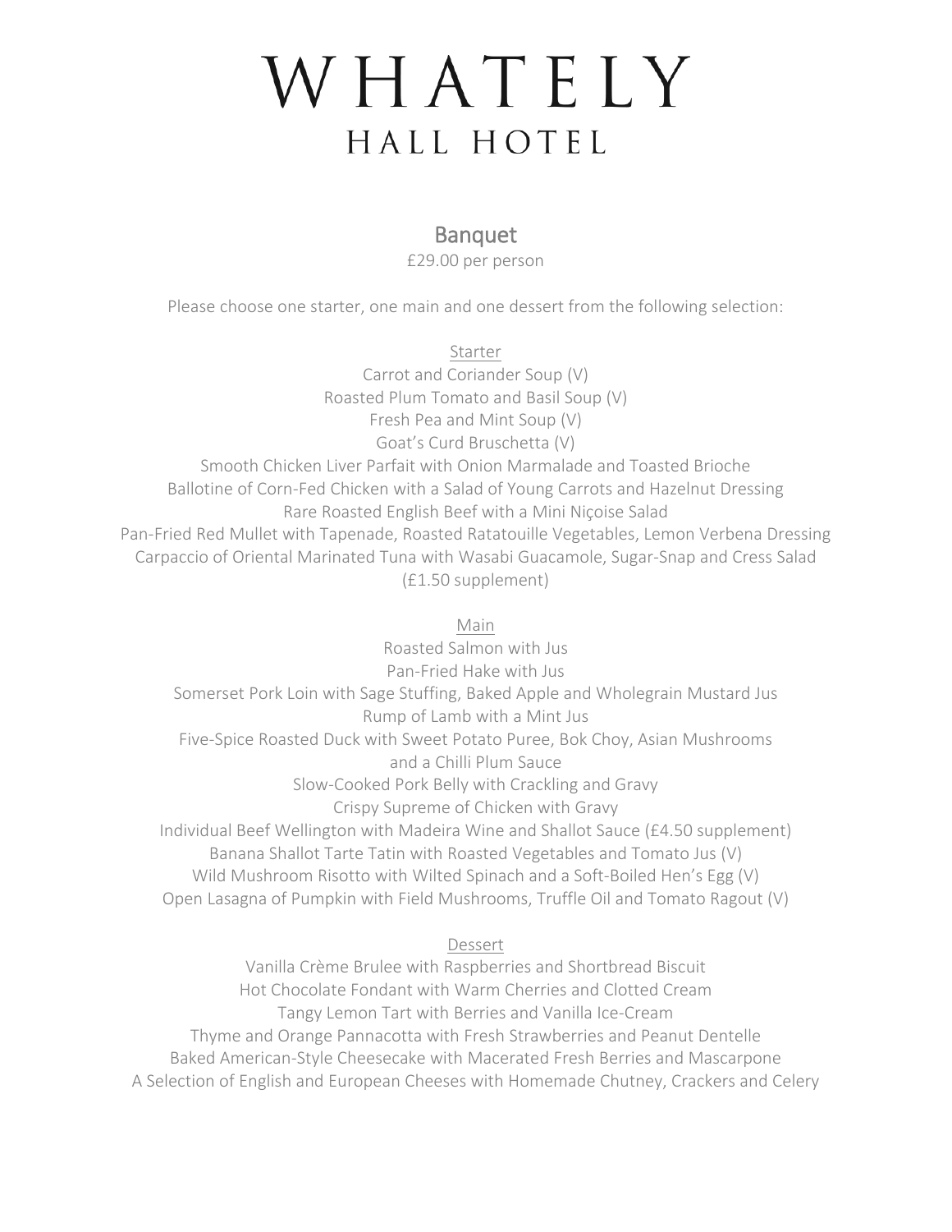# WHATELY
## HALL HOTEL

## Banquet

£29.00 per person

Please choose one starter, one main and one dessert from the following selection:

### Starter

Carrot and Coriander Soup (V)
Roasted Plum Tomato and Basil Soup (V)
Fresh Pea and Mint Soup (V)
Goat's Curd Bruschetta (V)
Smooth Chicken Liver Parfait with Onion Marmalade and Toasted Brioche
Ballotine of Corn-Fed Chicken with a Salad of Young Carrots and Hazelnut Dressing
Rare Roasted English Beef with a Mini Niçoise Salad
Pan-Fried Red Mullet with Tapenade, Roasted Ratatouille Vegetables, Lemon Verbena Dressing
Carpaccio of Oriental Marinated Tuna with Wasabi Guacamole, Sugar-Snap and Cress Salad (£1.50 supplement)

### Main

Roasted Salmon with Jus
Pan-Fried Hake with Jus
Somerset Pork Loin with Sage Stuffing, Baked Apple and Wholegrain Mustard Jus
Rump of Lamb with a Mint Jus
Five-Spice Roasted Duck with Sweet Potato Puree, Bok Choy, Asian Mushrooms and a Chilli Plum Sauce
Slow-Cooked Pork Belly with Crackling and Gravy
Crispy Supreme of Chicken with Gravy
Individual Beef Wellington with Madeira Wine and Shallot Sauce (£4.50 supplement)
Banana Shallot Tarte Tatin with Roasted Vegetables and Tomato Jus (V)
Wild Mushroom Risotto with Wilted Spinach and a Soft-Boiled Hen's Egg (V)
Open Lasagna of Pumpkin with Field Mushrooms, Truffle Oil and Tomato Ragout (V)

### Dessert

Vanilla Crème Brulee with Raspberries and Shortbread Biscuit
Hot Chocolate Fondant with Warm Cherries and Clotted Cream
Tangy Lemon Tart with Berries and Vanilla Ice-Cream
Thyme and Orange Pannacotta with Fresh Strawberries and Peanut Dentelle
Baked American-Style Cheesecake with Macerated Fresh Berries and Mascarpone
A Selection of English and European Cheeses with Homemade Chutney, Crackers and Celery